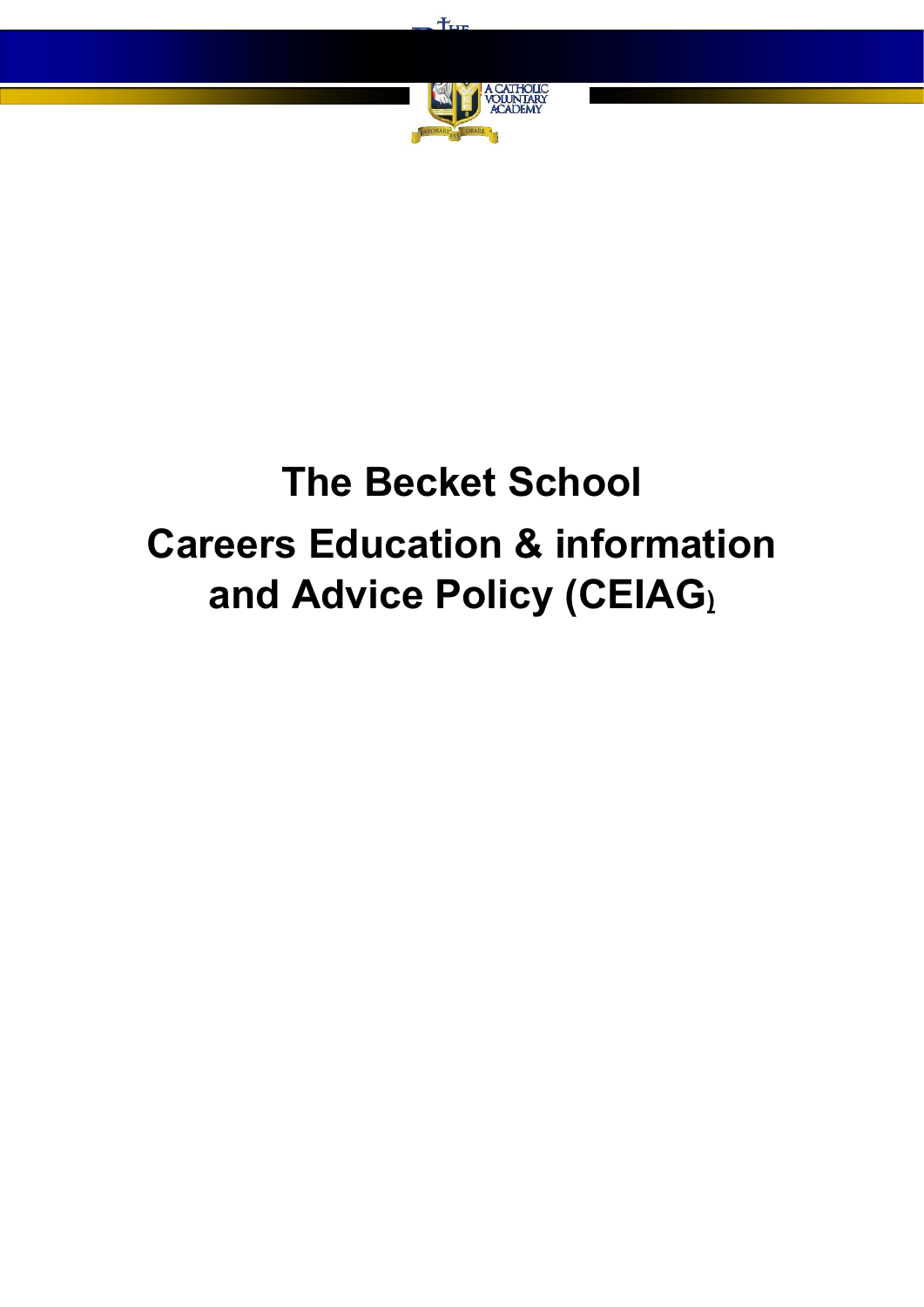# The Becket School

# Careers Education & information and Advice Policy (CEIAG)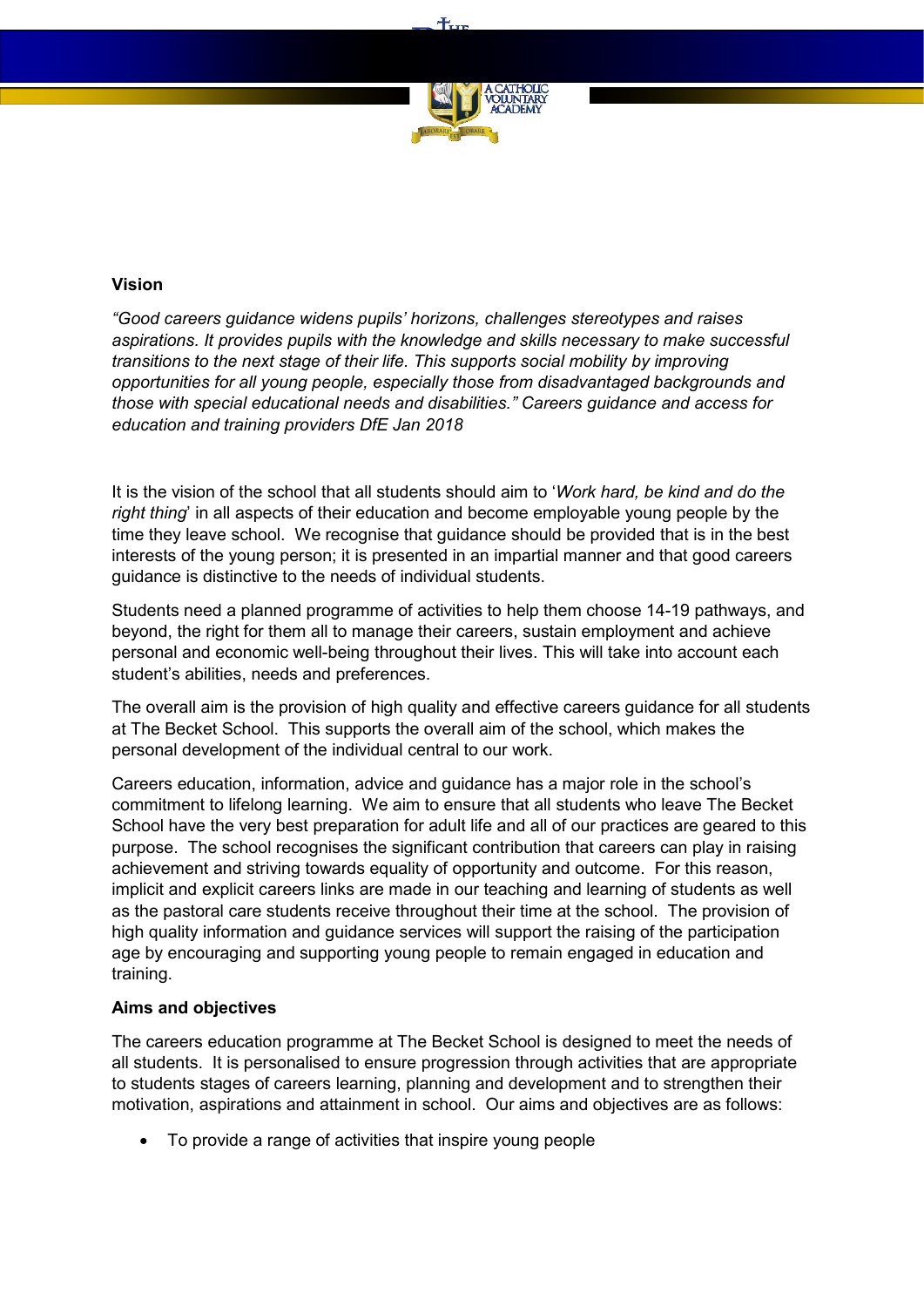**Vision**

*"Good careers guidance widens pupils' horizons, challenges stereotypes and raises aspirations. It provides pupils with the knowledge and skills necessary to make successful transitions to the next stage of their life. This supports social mobility by improving opportunities for all young people, especially those from disadvantaged backgrounds and those with special educational needs and disabilities." Careers guidance and access for education and training providers DfE Jan 2018*

It is the vision of the school that all students should aim to '*Work hard, be kind and do the right thing*' in all aspects of their education and become employable young people by the time they leave school. We recognise that guidance should be provided that is in the best interests of the young person; it is presented in an impartial manner and that good careers guidance is distinctive to the needs of individual students.

Students need a planned programme of activities to help them choose 14-19 pathways, and beyond, the right for them all to manage their careers, sustain employment and achieve personal and economic well-being throughout their lives. This will take into account each student's abilities, needs and preferences.

The overall aim is the provision of high quality and effective careers guidance for all students at The Becket School. This supports the overall aim of the school, which makes the personal development of the individual central to our work.

Careers education, information, advice and guidance has a major role in the school's commitment to lifelong learning. We aim to ensure that all students who leave The Becket School have the very best preparation for adult life and all of our practices are geared to this purpose. The school recognises the significant contribution that careers can play in raising achievement and striving towards equality of opportunity and outcome. For this reason, implicit and explicit careers links are made in our teaching and learning of students as well as the pastoral care students receive throughout their time at the school. The provision of high quality information and guidance services will support the raising of the participation age by encouraging and supporting young people to remain engaged in education and training.

**Aims and objectives**

The careers education programme at The Becket School is designed to meet the needs of all students. It is personalised to ensure progression through activities that are appropriate to students stages of careers learning, planning and development and to strengthen their motivation, aspirations and attainment in school. Our aims and objectives are as follows:

- To provide a range of activities that inspire young people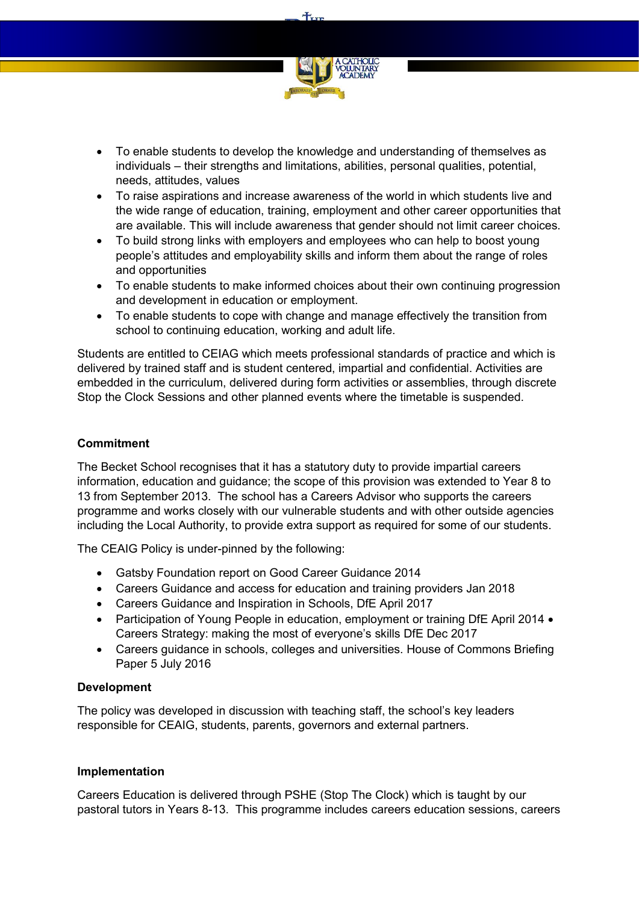- To enable students to develop the knowledge and understanding of themselves as individuals – their strengths and limitations, abilities, personal qualities, potential, needs, attitudes, values
- To raise aspirations and increase awareness of the world in which students live and the wide range of education, training, employment and other career opportunities that are available. This will include awareness that gender should not limit career choices.
- To build strong links with employers and employees who can help to boost young people's attitudes and employability skills and inform them about the range of roles and opportunities
- To enable students to make informed choices about their own continuing progression and development in education or employment.
- To enable students to cope with change and manage effectively the transition from school to continuing education, working and adult life.

Students are entitled to CEIAG which meets professional standards of practice and which is delivered by trained staff and is student centered, impartial and confidential. Activities are embedded in the curriculum, delivered during form activities or assemblies, through discrete Stop the Clock Sessions and other planned events where the timetable is suspended.

**Commitment**

The Becket School recognises that it has a statutory duty to provide impartial careers information, education and guidance; the scope of this provision was extended to Year 8 to 13 from September 2013. The school has a Careers Advisor who supports the careers programme and works closely with our vulnerable students and with other outside agencies including the Local Authority, to provide extra support as required for some of our students.

The CEAIG Policy is under-pinned by the following:

- Gatsby Foundation report on Good Career Guidance 2014
- Careers Guidance and access for education and training providers Jan 2018
- Careers Guidance and Inspiration in Schools, DfE April 2017
- Participation of Young People in education, employment or training DfE April 2014
- Careers Strategy: making the most of everyone's skills DfE Dec 2017
- Careers guidance in schools, colleges and universities. House of Commons Briefing Paper 5 July 2016

**Development**

The policy was developed in discussion with teaching staff, the school's key leaders responsible for CEAIG, students, parents, governors and external partners.

**Implementation**

Careers Education is delivered through PSHE (Stop The Clock) which is taught by our pastoral tutors in Years 8-13. This programme includes careers education sessions, careers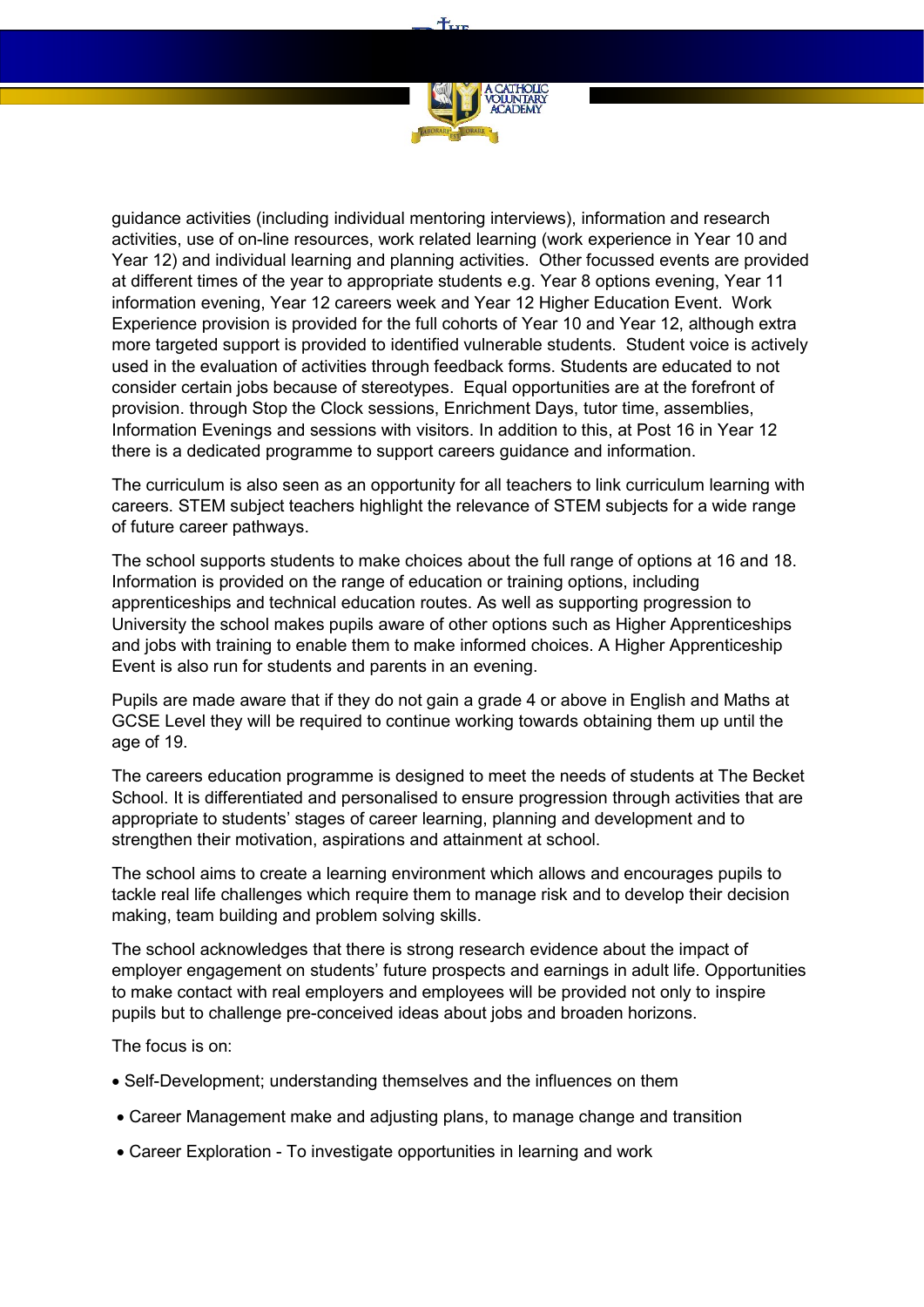guidance activities (including individual mentoring interviews), information and research activities, use of on-line resources, work related learning (work experience in Year 10 and Year 12) and individual learning and planning activities. Other focussed events are provided at different times of the year to appropriate students e.g. Year 8 options evening, Year 11 information evening, Year 12 careers week and Year 12 Higher Education Event. Work Experience provision is provided for the full cohorts of Year 10 and Year 12, although extra more targeted support is provided to identified vulnerable students. Student voice is actively used in the evaluation of activities through feedback forms. Students are educated to not consider certain jobs because of stereotypes. Equal opportunities are at the forefront of provision. through Stop the Clock sessions, Enrichment Days, tutor time, assemblies, Information Evenings and sessions with visitors. In addition to this, at Post 16 in Year 12 there is a dedicated programme to support careers guidance and information.

The curriculum is also seen as an opportunity for all teachers to link curriculum learning with careers. STEM subject teachers highlight the relevance of STEM subjects for a wide range of future career pathways.

The school supports students to make choices about the full range of options at 16 and 18. Information is provided on the range of education or training options, including apprenticeships and technical education routes. As well as supporting progression to University the school makes pupils aware of other options such as Higher Apprenticeships and jobs with training to enable them to make informed choices. A Higher Apprenticeship Event is also run for students and parents in an evening.

Pupils are made aware that if they do not gain a grade 4 or above in English and Maths at GCSE Level they will be required to continue working towards obtaining them up until the age of 19.

The careers education programme is designed to meet the needs of students at The Becket School. It is differentiated and personalised to ensure progression through activities that are appropriate to students' stages of career learning, planning and development and to strengthen their motivation, aspirations and attainment at school.

The school aims to create a learning environment which allows and encourages pupils to tackle real life challenges which require them to manage risk and to develop their decision making, team building and problem solving skills.

The school acknowledges that there is strong research evidence about the impact of employer engagement on students' future prospects and earnings in adult life. Opportunities to make contact with real employers and employees will be provided not only to inspire pupils but to challenge pre-conceived ideas about jobs and broaden horizons.

The focus is on:

- Self-Development; understanding themselves and the influences on them
- Career Management make and adjusting plans, to manage change and transition
- Career Exploration - To investigate opportunities in learning and work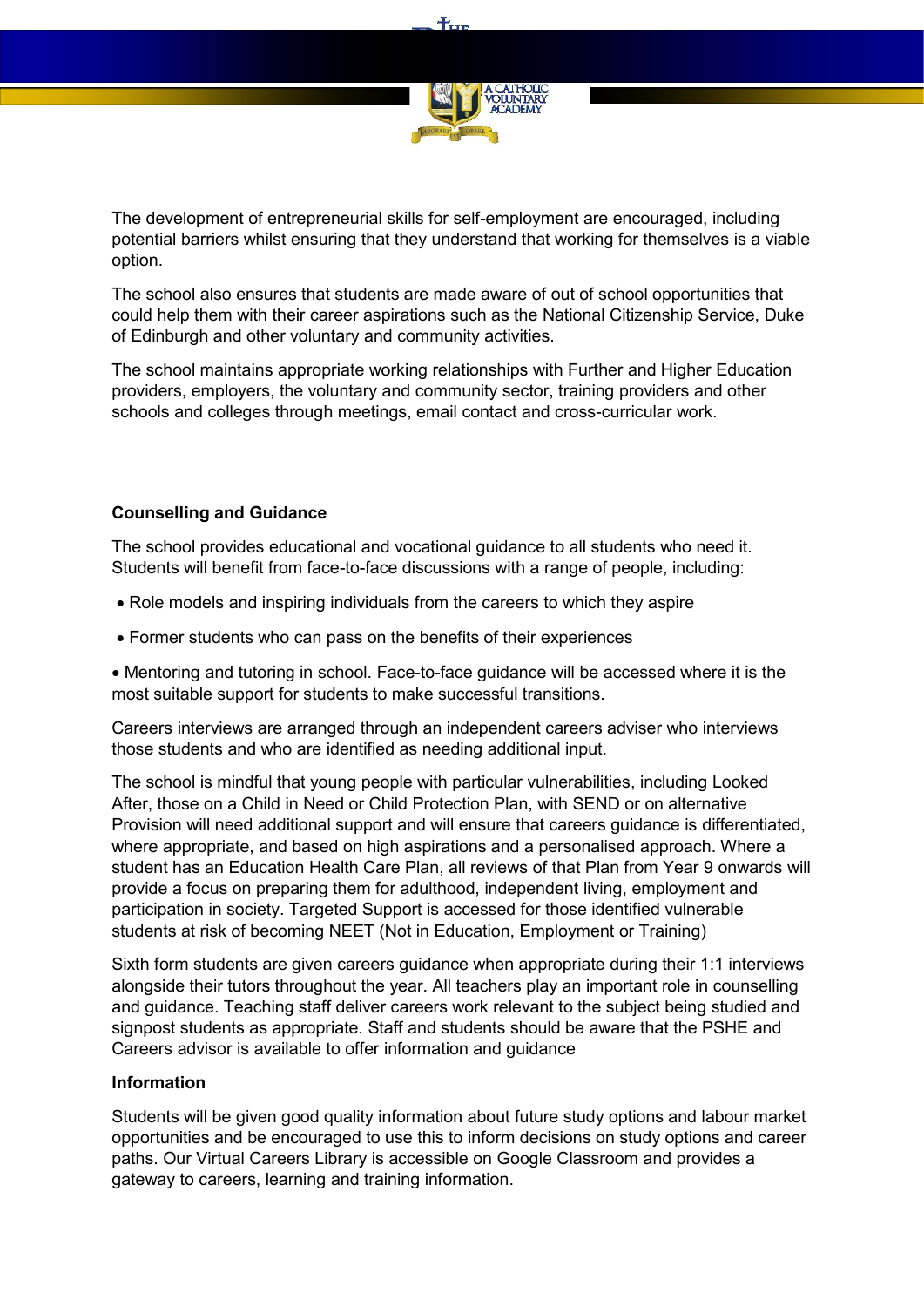The development of entrepreneurial skills for self-employment are encouraged, including potential barriers whilst ensuring that they understand that working for themselves is a viable option.

The school also ensures that students are made aware of out of school opportunities that could help them with their career aspirations such as the National Citizenship Service, Duke of Edinburgh and other voluntary and community activities.

The school maintains appropriate working relationships with Further and Higher Education providers, employers, the voluntary and community sector, training providers and other schools and colleges through meetings, email contact and cross-curricular work.

**Counselling and Guidance**

The school provides educational and vocational guidance to all students who need it. Students will benefit from face-to-face discussions with a range of people, including:

- Role models and inspiring individuals from the careers to which they aspire
- Former students who can pass on the benefits of their experiences
- Mentoring and tutoring in school. Face-to-face guidance will be accessed where it is the most suitable support for students to make successful transitions.

Careers interviews are arranged through an independent careers adviser who interviews those students and who are identified as needing additional input.

The school is mindful that young people with particular vulnerabilities, including Looked After, those on a Child in Need or Child Protection Plan, with SEND or on alternative Provision will need additional support and will ensure that careers guidance is differentiated, where appropriate, and based on high aspirations and a personalised approach. Where a student has an Education Health Care Plan, all reviews of that Plan from Year 9 onwards will provide a focus on preparing them for adulthood, independent living, employment and participation in society. Targeted Support is accessed for those identified vulnerable students at risk of becoming NEET (Not in Education, Employment or Training)

Sixth form students are given careers guidance when appropriate during their 1:1 interviews alongside their tutors throughout the year. All teachers play an important role in counselling and guidance. Teaching staff deliver careers work relevant to the subject being studied and signpost students as appropriate. Staff and students should be aware that the PSHE and Careers advisor is available to offer information and guidance

**Information**

Students will be given good quality information about future study options and labour market opportunities and be encouraged to use this to inform decisions on study options and career paths. Our Virtual Careers Library is accessible on Google Classroom and provides a gateway to careers, learning and training information.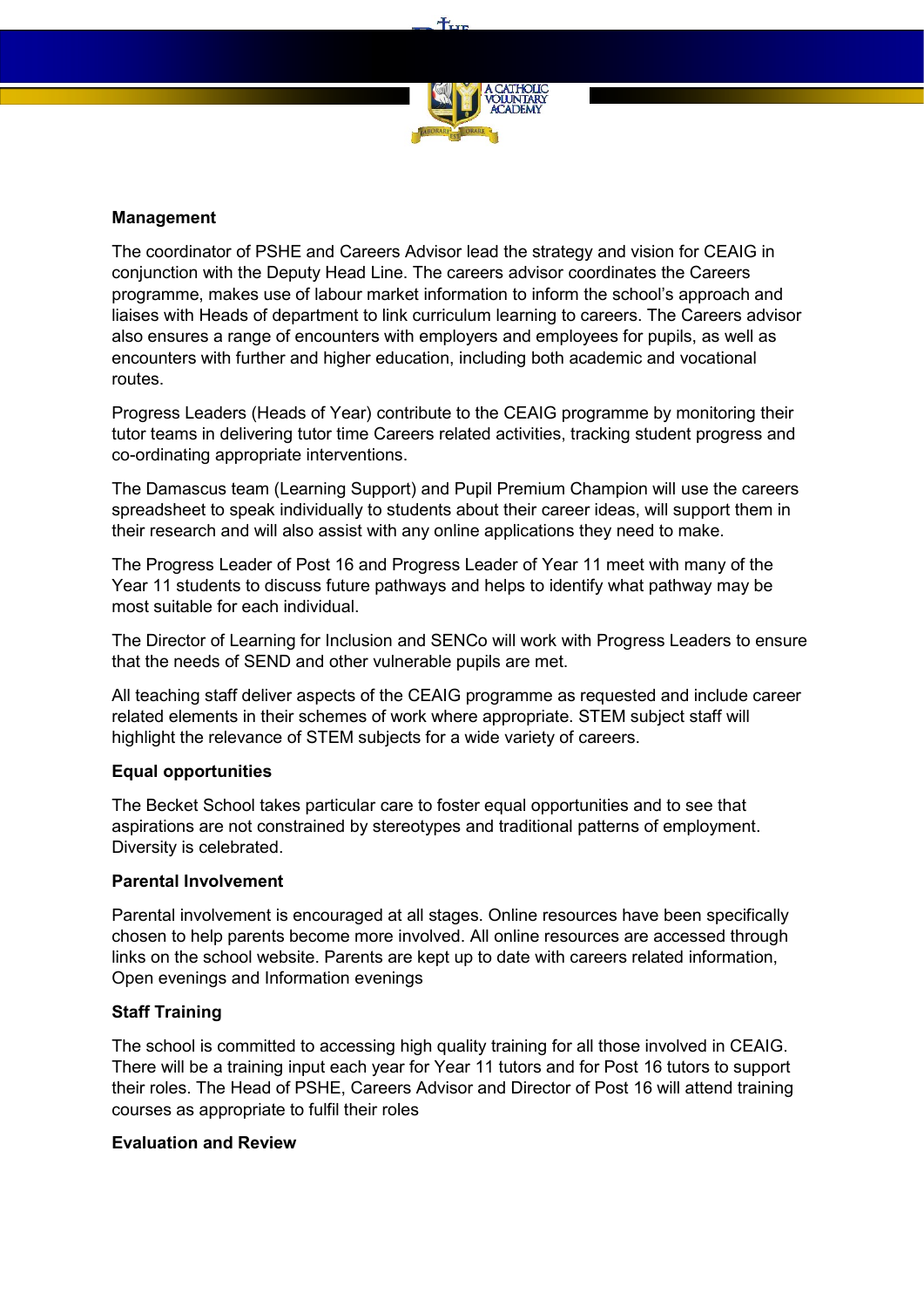### Management

The coordinator of PSHE and Careers Advisor lead the strategy and vision for CEAIG in conjunction with the Deputy Head Line. The careers advisor coordinates the Careers programme, makes use of labour market information to inform the school's approach and liaises with Heads of department to link curriculum learning to careers. The Careers advisor also ensures a range of encounters with employers and employees for pupils, as well as encounters with further and higher education, including both academic and vocational routes.

Progress Leaders (Heads of Year) contribute to the CEAIG programme by monitoring their tutor teams in delivering tutor time Careers related activities, tracking student progress and co-ordinating appropriate interventions.

The Damascus team (Learning Support) and Pupil Premium Champion will use the careers spreadsheet to speak individually to students about their career ideas, will support them in their research and will also assist with any online applications they need to make.

The Progress Leader of Post 16 and Progress Leader of Year 11 meet with many of the Year 11 students to discuss future pathways and helps to identify what pathway may be most suitable for each individual.

The Director of Learning for Inclusion and SENCo will work with Progress Leaders to ensure that the needs of SEND and other vulnerable pupils are met.

All teaching staff deliver aspects of the CEAIG programme as requested and include career related elements in their schemes of work where appropriate. STEM subject staff will highlight the relevance of STEM subjects for a wide variety of careers.

### Equal opportunities

The Becket School takes particular care to foster equal opportunities and to see that aspirations are not constrained by stereotypes and traditional patterns of employment. Diversity is celebrated.

### Parental Involvement

Parental involvement is encouraged at all stages. Online resources have been specifically chosen to help parents become more involved. All online resources are accessed through links on the school website. Parents are kept up to date with careers related information, Open evenings and Information evenings

### Staff Training

The school is committed to accessing high quality training for all those involved in CEAIG. There will be a training input each year for Year 11 tutors and for Post 16 tutors to support their roles. The Head of PSHE, Careers Advisor and Director of Post 16 will attend training courses as appropriate to fulfil their roles

### Evaluation and Review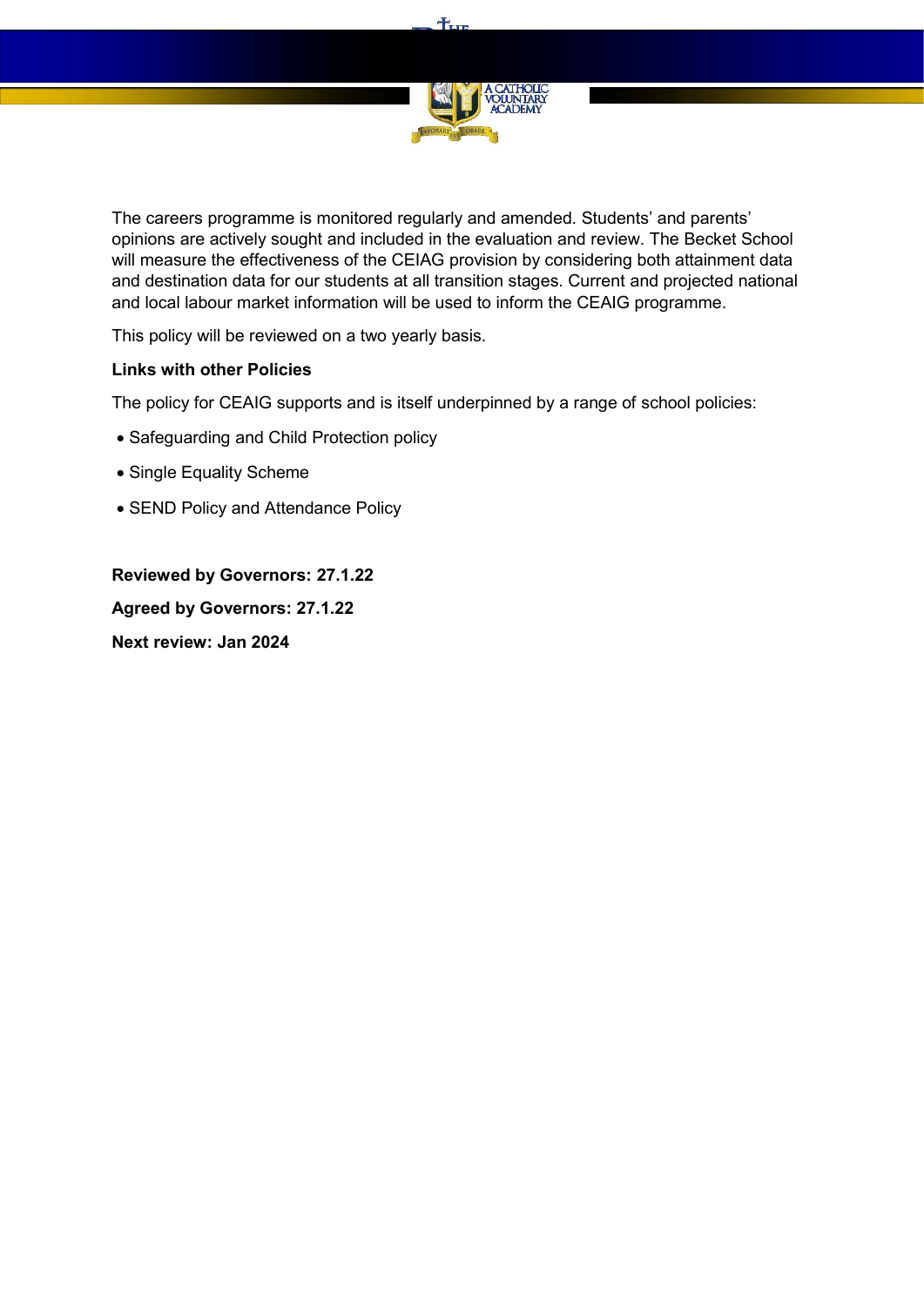The careers programme is monitored regularly and amended. Students' and parents' opinions are actively sought and included in the evaluation and review. The Becket School will measure the effectiveness of the CEIAG provision by considering both attainment data and destination data for our students at all transition stages. Current and projected national and local labour market information will be used to inform the CEAIG programme.

This policy will be reviewed on a two yearly basis.

**Links with other Policies**

The policy for CEAIG supports and is itself underpinned by a range of school policies:

- Safeguarding and Child Protection policy
- Single Equality Scheme
- SEND Policy and Attendance Policy

**Reviewed by Governors: 27.1.22**

**Agreed by Governors: 27.1.22**

**Next review: Jan 2024**